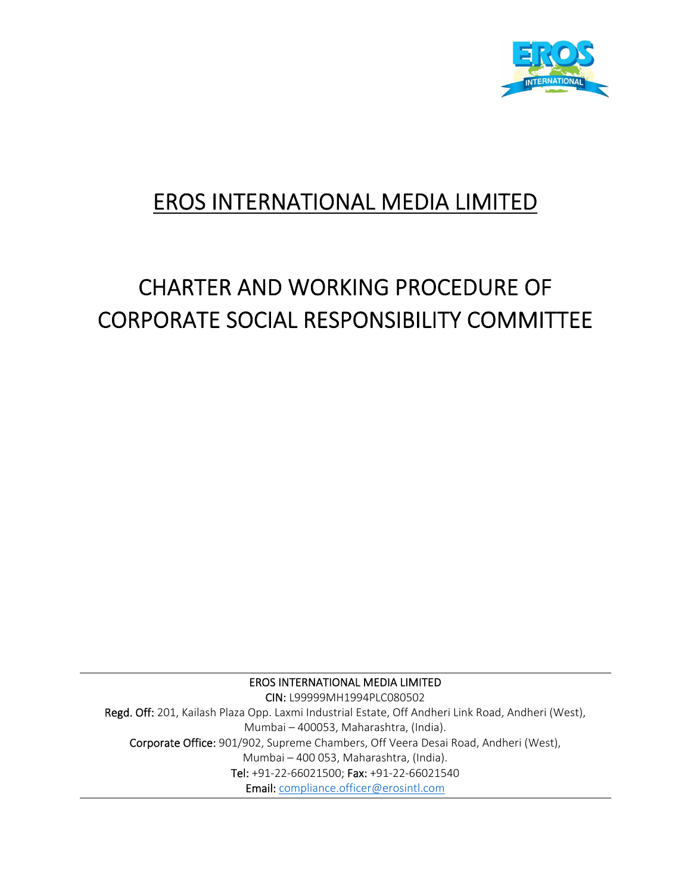# EROS INTERNATIONAL MEDIA LIMITED

# CHARTER AND WORKING PROCEDURE OF CORPORATE SOCIAL RESPONSIBILITY COMMITTEE

---

EROS INTERNATIONAL MEDIA LIMITED

**CIN:** L99999MH1994PLC080502

**Regd. Off:** 201, Kailash Plaza Opp. Laxmi Industrial Estate, Off Andheri Link Road, Andheri (West), Mumbai – 400053, Maharashtra, (India).

**Corporate Office:** 901/902, Supreme Chambers, Off Veera Desai Road, Andheri (West), Mumbai – 400 053, Maharashtra, (India).

**Tel:** +91-22-66021500; **Fax:** +91-22-66021540

**Email:** compliance.officer@erosintl.com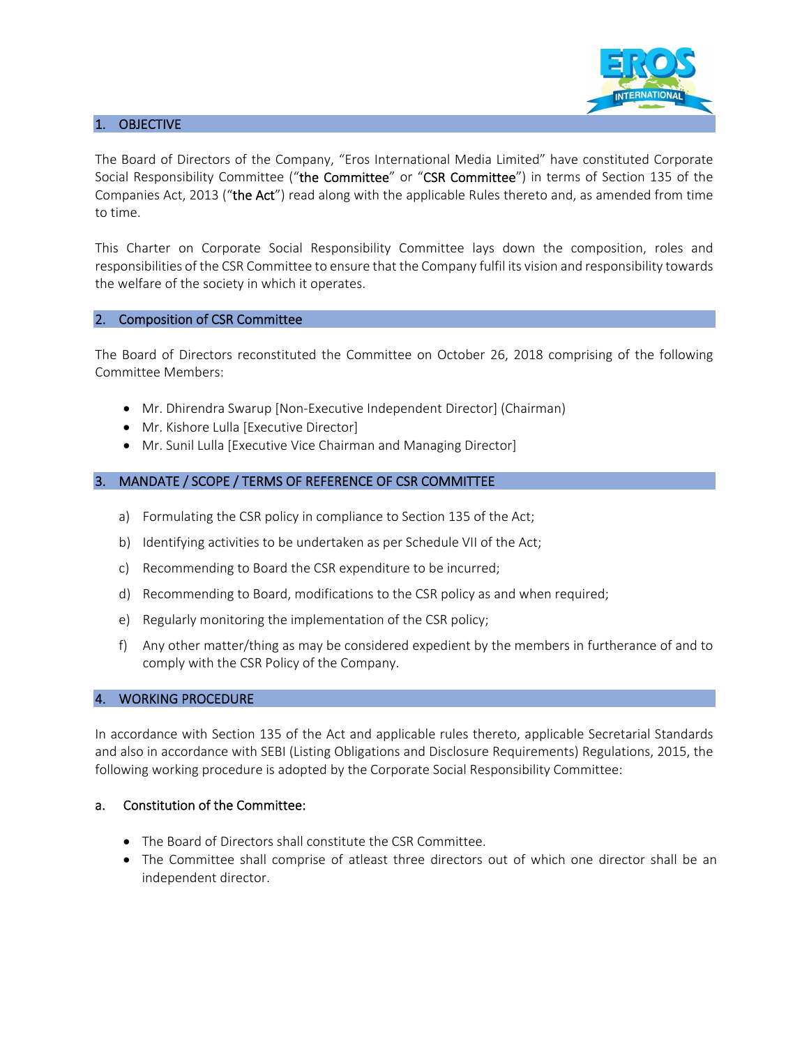## 1. OBJECTIVE

The Board of Directors of the Company, "Eros International Media Limited" have constituted Corporate Social Responsibility Committee ("**the Committee**" or "**CSR Committee**") in terms of Section 135 of the Companies Act, 2013 ("**the Act**") read along with the applicable Rules thereto and, as amended from time to time.

This Charter on Corporate Social Responsibility Committee lays down the composition, roles and responsibilities of the CSR Committee to ensure that the Company fulfil its vision and responsibility towards the welfare of the society in which it operates.

## 2. Composition of CSR Committee

The Board of Directors reconstituted the Committee on October 26, 2018 comprising of the following Committee Members:

- Mr. Dhirendra Swarup [Non-Executive Independent Director] (Chairman)
- Mr. Kishore Lulla [Executive Director]
- Mr. Sunil Lulla [Executive Vice Chairman and Managing Director]

## 3. MANDATE / SCOPE / TERMS OF REFERENCE OF CSR COMMITTEE

a) Formulating the CSR policy in compliance to Section 135 of the Act;

b) Identifying activities to be undertaken as per Schedule VII of the Act;

c) Recommending to Board the CSR expenditure to be incurred;

d) Recommending to Board, modifications to the CSR policy as and when required;

e) Regularly monitoring the implementation of the CSR policy;

f) Any other matter/thing as may be considered expedient by the members in furtherance of and to comply with the CSR Policy of the Company.

## 4. WORKING PROCEDURE

In accordance with Section 135 of the Act and applicable rules thereto, applicable Secretarial Standards and also in accordance with SEBI (Listing Obligations and Disclosure Requirements) Regulations, 2015, the following working procedure is adopted by the Corporate Social Responsibility Committee:

### a. Constitution of the Committee:

- The Board of Directors shall constitute the CSR Committee.
- The Committee shall comprise of atleast three directors out of which one director shall be an independent director.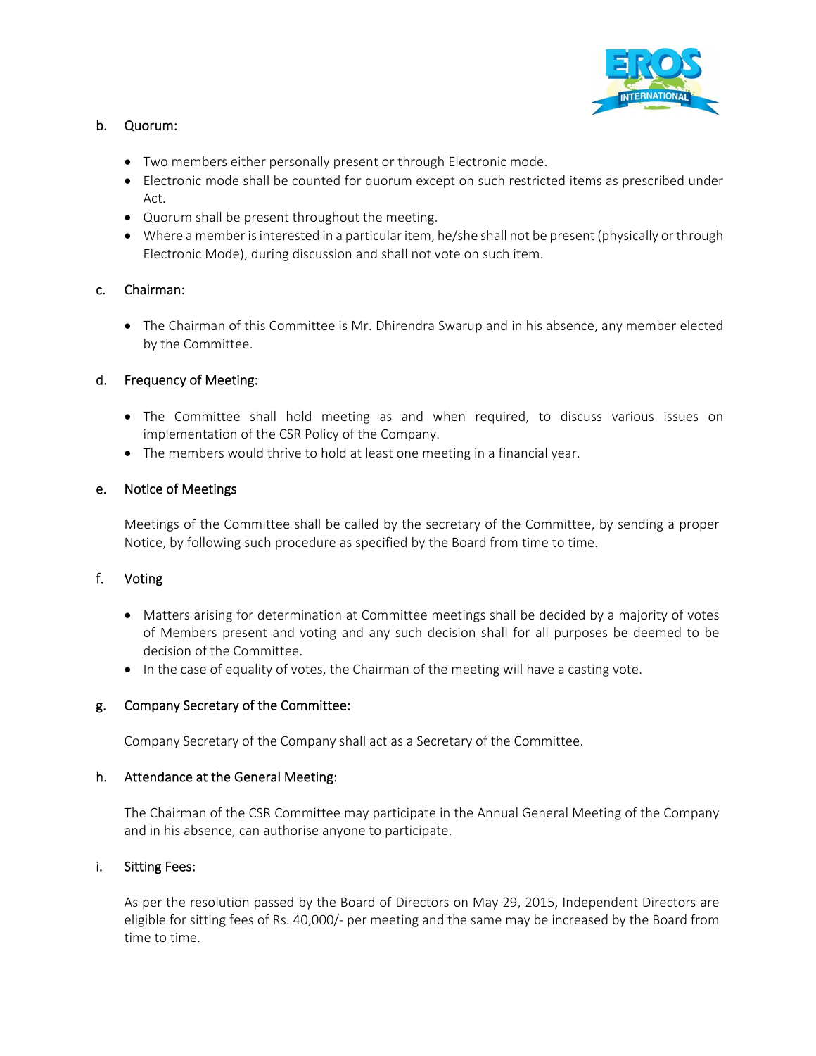b. Quorum:

- Two members either personally present or through Electronic mode.
- Electronic mode shall be counted for quorum except on such restricted items as prescribed under Act.
- Quorum shall be present throughout the meeting.
- Where a member is interested in a particular item, he/she shall not be present (physically or through Electronic Mode), during discussion and shall not vote on such item.

c. Chairman:

- The Chairman of this Committee is Mr. Dhirendra Swarup and in his absence, any member elected by the Committee.

d. Frequency of Meeting:

- The Committee shall hold meeting as and when required, to discuss various issues on implementation of the CSR Policy of the Company.
- The members would thrive to hold at least one meeting in a financial year.

e. Notice of Meetings

Meetings of the Committee shall be called by the secretary of the Committee, by sending a proper Notice, by following such procedure as specified by the Board from time to time.

f. Voting

- Matters arising for determination at Committee meetings shall be decided by a majority of votes of Members present and voting and any such decision shall for all purposes be deemed to be decision of the Committee.
- In the case of equality of votes, the Chairman of the meeting will have a casting vote.

g. Company Secretary of the Committee:

Company Secretary of the Company shall act as a Secretary of the Committee.

h. Attendance at the General Meeting:

The Chairman of the CSR Committee may participate in the Annual General Meeting of the Company and in his absence, can authorise anyone to participate.

i. Sitting Fees:

As per the resolution passed by the Board of Directors on May 29, 2015, Independent Directors are eligible for sitting fees of Rs. 40,000/- per meeting and the same may be increased by the Board from time to time.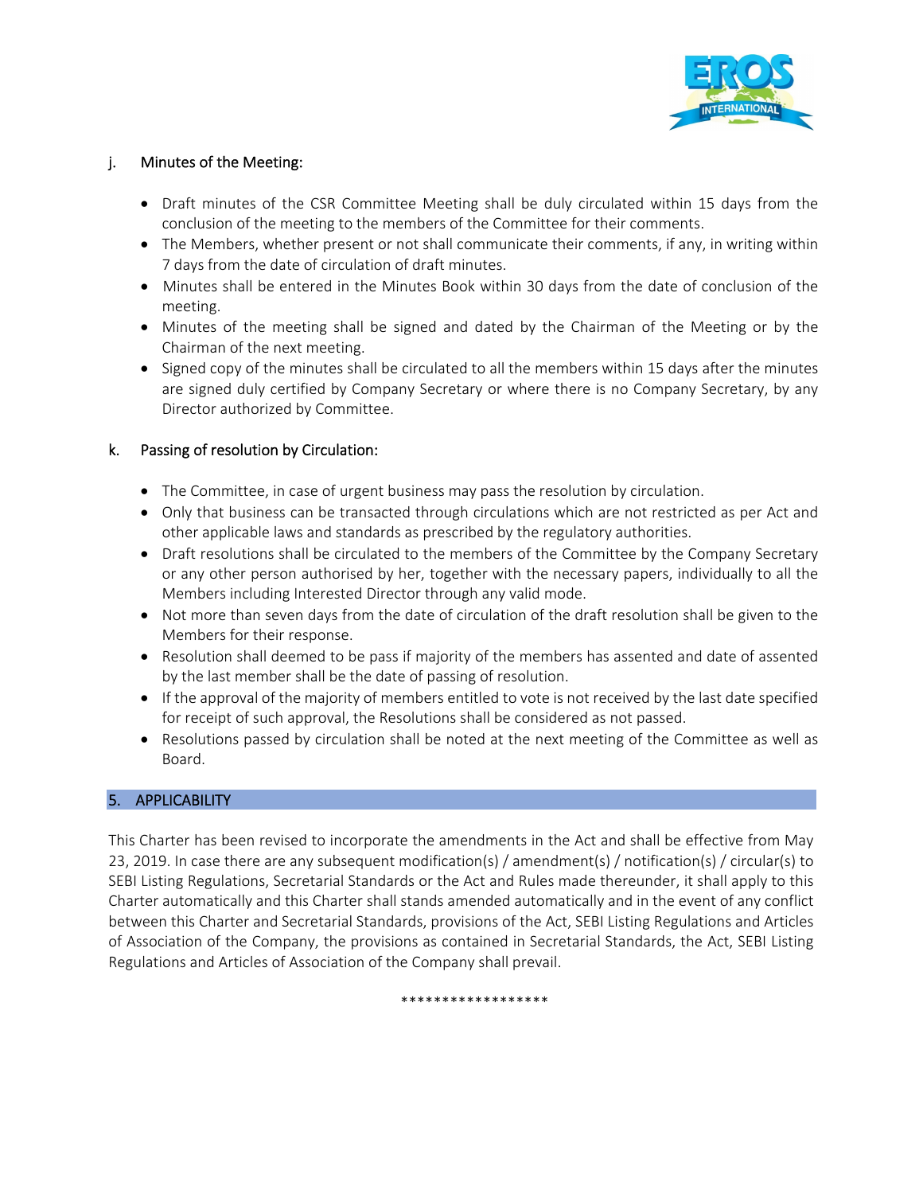j. Minutes of the Meeting:

- Draft minutes of the CSR Committee Meeting shall be duly circulated within 15 days from the conclusion of the meeting to the members of the Committee for their comments.
- The Members, whether present or not shall communicate their comments, if any, in writing within 7 days from the date of circulation of draft minutes.
- Minutes shall be entered in the Minutes Book within 30 days from the date of conclusion of the meeting.
- Minutes of the meeting shall be signed and dated by the Chairman of the Meeting or by the Chairman of the next meeting.
- Signed copy of the minutes shall be circulated to all the members within 15 days after the minutes are signed duly certified by Company Secretary or where there is no Company Secretary, by any Director authorized by Committee.

k. Passing of resolution by Circulation:

- The Committee, in case of urgent business may pass the resolution by circulation.
- Only that business can be transacted through circulations which are not restricted as per Act and other applicable laws and standards as prescribed by the regulatory authorities.
- Draft resolutions shall be circulated to the members of the Committee by the Company Secretary or any other person authorised by her, together with the necessary papers, individually to all the Members including Interested Director through any valid mode.
- Not more than seven days from the date of circulation of the draft resolution shall be given to the Members for their response.
- Resolution shall deemed to be pass if majority of the members has assented and date of assented by the last member shall be the date of passing of resolution.
- If the approval of the majority of members entitled to vote is not received by the last date specified for receipt of such approval, the Resolutions shall be considered as not passed.
- Resolutions passed by circulation shall be noted at the next meeting of the Committee as well as Board.

## 5. APPLICABILITY

This Charter has been revised to incorporate the amendments in the Act and shall be effective from May 23, 2019. In case there are any subsequent modification(s) / amendment(s) / notification(s) / circular(s) to SEBI Listing Regulations, Secretarial Standards or the Act and Rules made thereunder, it shall apply to this Charter automatically and this Charter shall stands amended automatically and in the event of any conflict between this Charter and Secretarial Standards, provisions of the Act, SEBI Listing Regulations and Articles of Association of the Company, the provisions as contained in Secretarial Standards, the Act, SEBI Listing Regulations and Articles of Association of the Company shall prevail.

******************